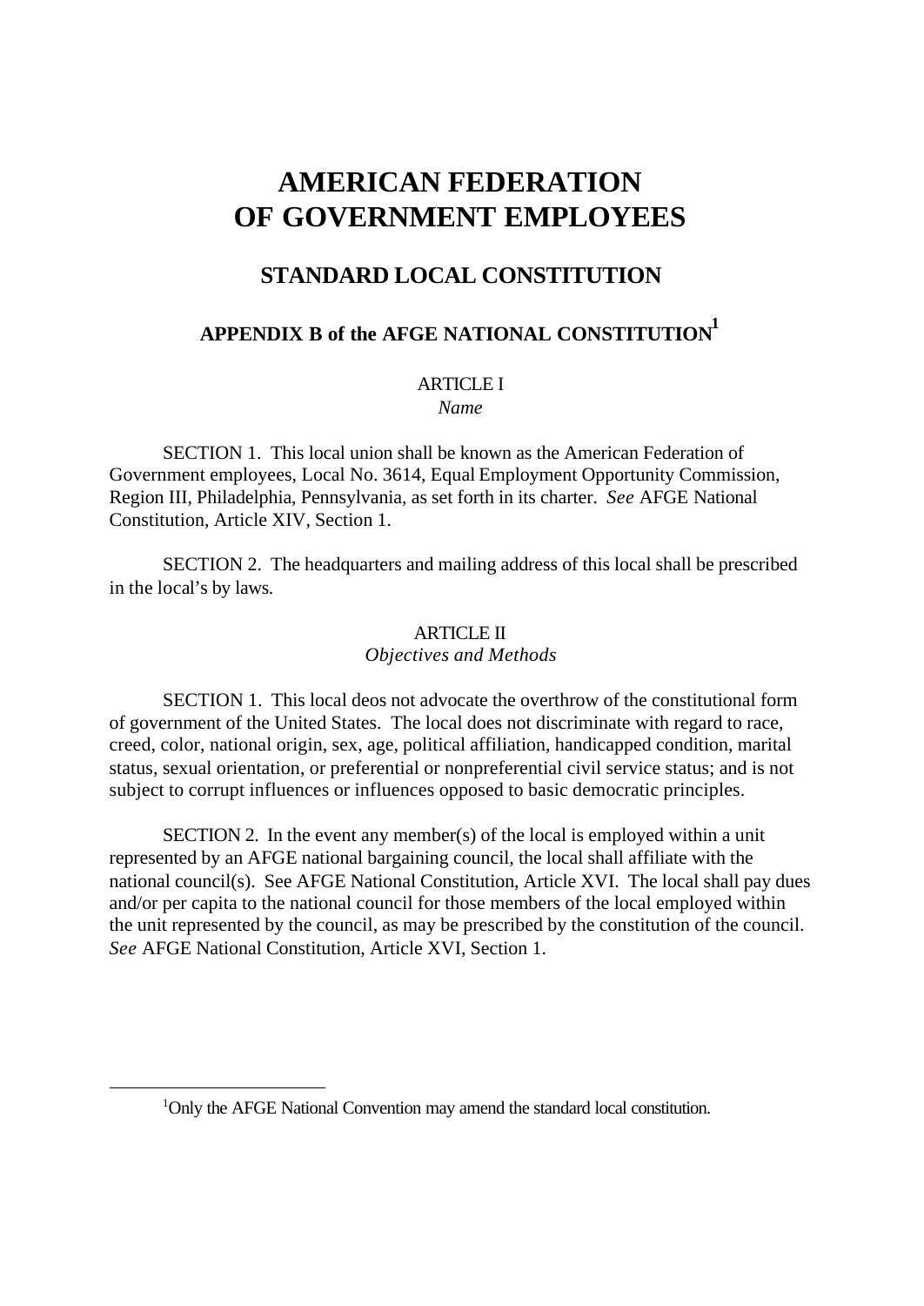# AMERICAN FEDERATION OF GOVERNMENT EMPLOYEES

## STANDARD LOCAL CONSTITUTION

### APPENDIX B of the AFGE NATIONAL CONSTITUTION[1]

ARTICLE I

*Name*

SECTION 1. This local union shall be known as the American Federation of Government employees, Local No. 3614, Equal Employment Opportunity Commission, Region III, Philadelphia, Pennsylvania, as set forth in its charter. *See* AFGE National Constitution, Article XIV, Section 1.

SECTION 2. The headquarters and mailing address of this local shall be prescribed in the local's by laws.

ARTICLE II

*Objectives and Methods*

SECTION 1. This local deos not advocate the overthrow of the constitutional form of government of the United States. The local does not discriminate with regard to race, creed, color, national origin, sex, age, political affiliation, handicapped condition, marital status, sexual orientation, or preferential or nonpreferential civil service status; and is not subject to corrupt influences or influences opposed to basic democratic principles.

SECTION 2. In the event any member(s) of the local is employed within a unit represented by an AFGE national bargaining council, the local shall affiliate with the national council(s). See AFGE National Constitution, Article XVI. The local shall pay dues and/or per capita to the national council for those members of the local employed within the unit represented by the council, as may be prescribed by the constitution of the council. *See* AFGE National Constitution, Article XVI, Section 1.

---

[1]Only the AFGE National Convention may amend the standard local constitution.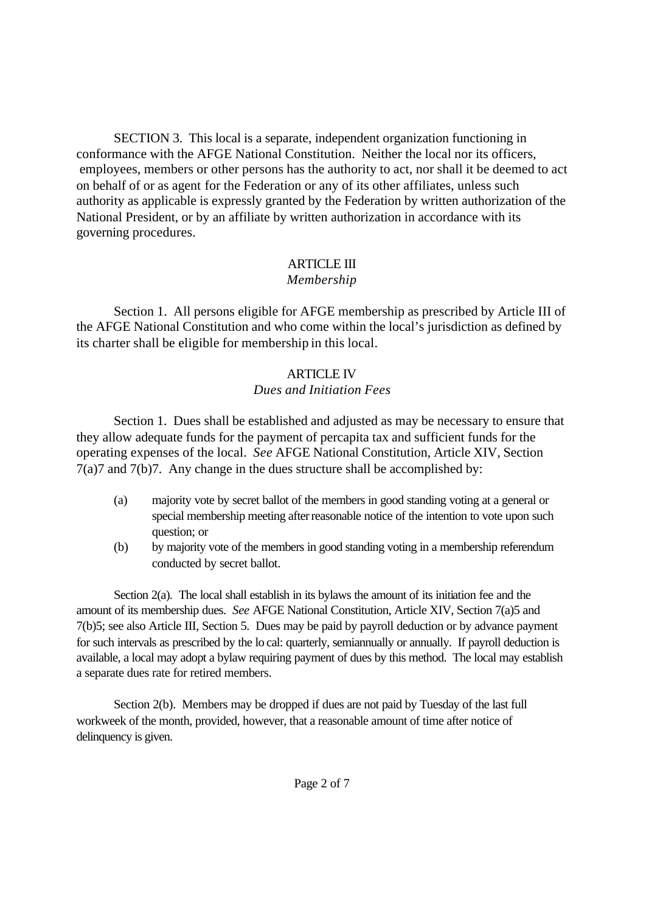SECTION 3. This local is a separate, independent organization functioning in conformance with the AFGE National Constitution. Neither the local nor its officers, employees, members or other persons has the authority to act, nor shall it be deemed to act on behalf of or as agent for the Federation or any of its other affiliates, unless such authority as applicable is expressly granted by the Federation by written authorization of the National President, or by an affiliate by written authorization in accordance with its governing procedures.

## ARTICLE III
### *Membership*

Section 1. All persons eligible for AFGE membership as prescribed by Article III of the AFGE National Constitution and who come within the local's jurisdiction as defined by its charter shall be eligible for membership in this local.

## ARTICLE IV
### *Dues and Initiation Fees*

Section 1. Dues shall be established and adjusted as may be necessary to ensure that they allow adequate funds for the payment of percapita tax and sufficient funds for the operating expenses of the local. *See* AFGE National Constitution, Article XIV, Section 7(a)7 and 7(b)7. Any change in the dues structure shall be accomplished by:

(a) majority vote by secret ballot of the members in good standing voting at a general or special membership meeting after reasonable notice of the intention to vote upon such question; or

(b) by majority vote of the members in good standing voting in a membership referendum conducted by secret ballot.

Section 2(a). The local shall establish in its bylaws the amount of its initiation fee and the amount of its membership dues. *See* AFGE National Constitution, Article XIV, Section 7(a)5 and 7(b)5; see also Article III, Section 5. Dues may be paid by payroll deduction or by advance payment for such intervals as prescribed by the lo cal: quarterly, semiannually or annually. If payroll deduction is available, a local may adopt a bylaw requiring payment of dues by this method. The local may establish a separate dues rate for retired members.

Section 2(b). Members may be dropped if dues are not paid by Tuesday of the last full workweek of the month, provided, however, that a reasonable amount of time after notice of delinquency is given.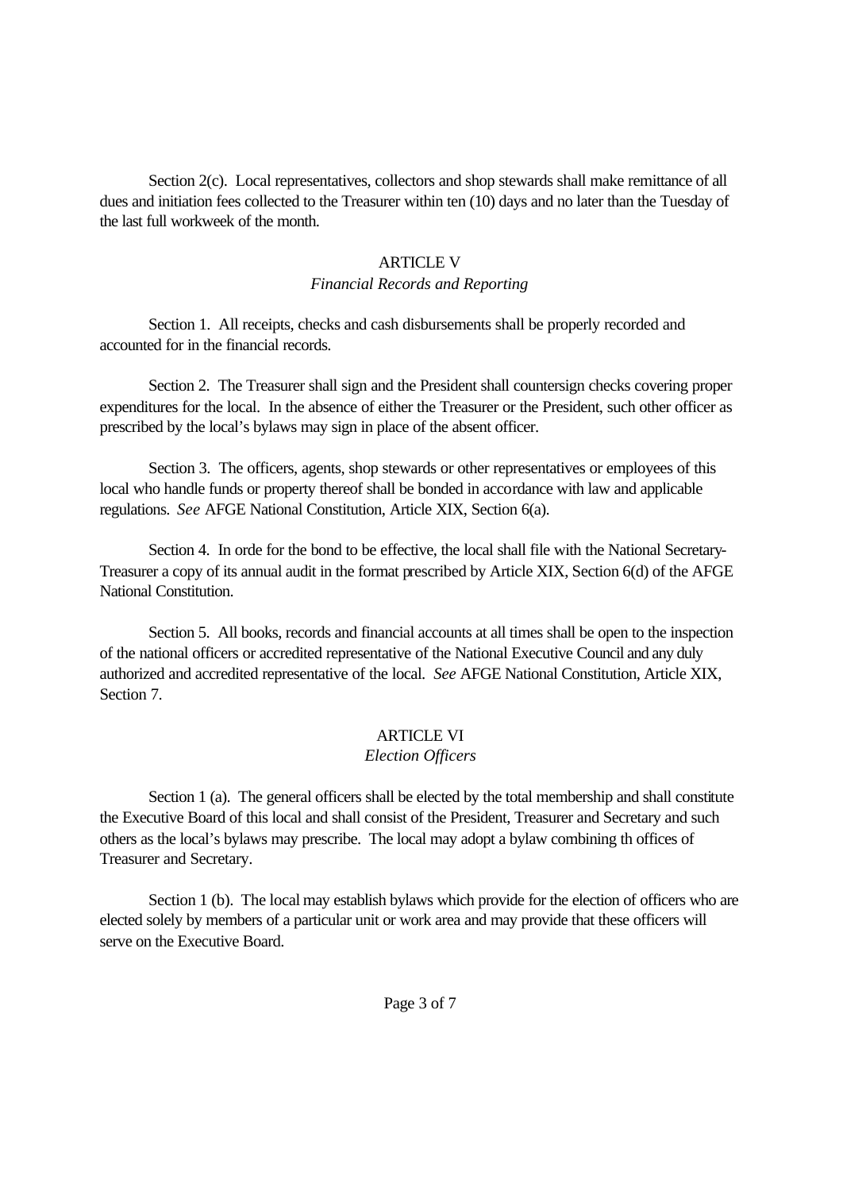Section 2(c). Local representatives, collectors and shop stewards shall make remittance of all dues and initiation fees collected to the Treasurer within ten (10) days and no later than the Tuesday of the last full workweek of the month.

## ARTICLE V
### *Financial Records and Reporting*

Section 1. All receipts, checks and cash disbursements shall be properly recorded and accounted for in the financial records.

Section 2. The Treasurer shall sign and the President shall countersign checks covering proper expenditures for the local. In the absence of either the Treasurer or the President, such other officer as prescribed by the local's bylaws may sign in place of the absent officer.

Section 3. The officers, agents, shop stewards or other representatives or employees of this local who handle funds or property thereof shall be bonded in accordance with law and applicable regulations. *See* AFGE National Constitution, Article XIX, Section 6(a).

Section 4. In orde for the bond to be effective, the local shall file with the National Secretary-Treasurer a copy of its annual audit in the format prescribed by Article XIX, Section 6(d) of the AFGE National Constitution.

Section 5. All books, records and financial accounts at all times shall be open to the inspection of the national officers or accredited representative of the National Executive Council and any duly authorized and accredited representative of the local. *See* AFGE National Constitution, Article XIX, Section 7.

## ARTICLE VI
### *Election Officers*

Section 1 (a). The general officers shall be elected by the total membership and shall constitute the Executive Board of this local and shall consist of the President, Treasurer and Secretary and such others as the local's bylaws may prescribe. The local may adopt a bylaw combining th offices of Treasurer and Secretary.

Section 1 (b). The local may establish bylaws which provide for the election of officers who are elected solely by members of a particular unit or work area and may provide that these officers will serve on the Executive Board.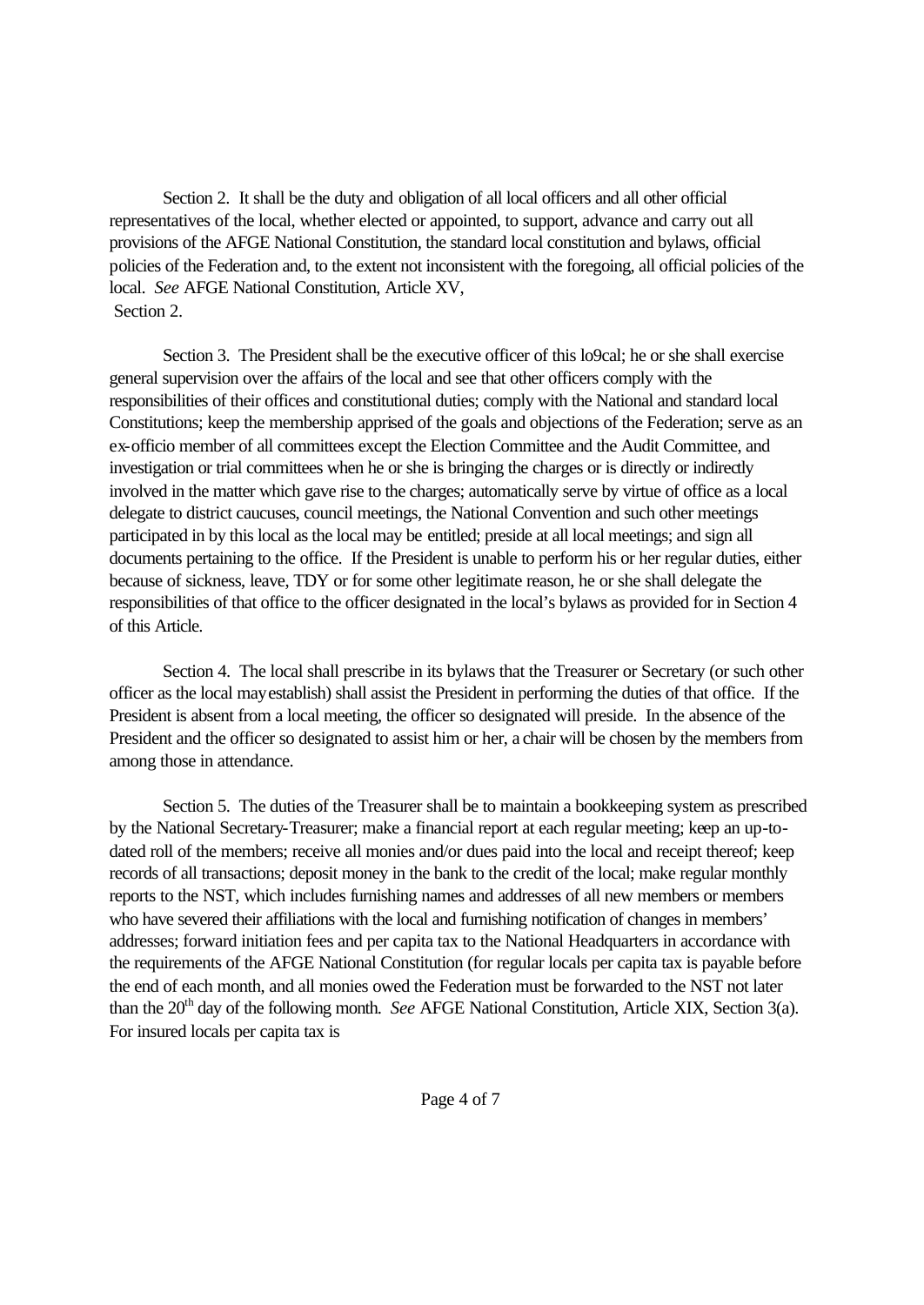Section 2. It shall be the duty and obligation of all local officers and all other official representatives of the local, whether elected or appointed, to support, advance and carry out all provisions of the AFGE National Constitution, the standard local constitution and bylaws, official policies of the Federation and, to the extent not inconsistent with the foregoing, all official policies of the local. *See* AFGE National Constitution, Article XV, Section 2.

Section 3. The President shall be the executive officer of this lo9cal; he or she shall exercise general supervision over the affairs of the local and see that other officers comply with the responsibilities of their offices and constitutional duties; comply with the National and standard local Constitutions; keep the membership apprised of the goals and objections of the Federation; serve as an ex-officio member of all committees except the Election Committee and the Audit Committee, and investigation or trial committees when he or she is bringing the charges or is directly or indirectly involved in the matter which gave rise to the charges; automatically serve by virtue of office as a local delegate to district caucuses, council meetings, the National Convention and such other meetings participated in by this local as the local may be entitled; preside at all local meetings; and sign all documents pertaining to the office. If the President is unable to perform his or her regular duties, either because of sickness, leave, TDY or for some other legitimate reason, he or she shall delegate the responsibilities of that office to the officer designated in the local's bylaws as provided for in Section 4 of this Article.

Section 4. The local shall prescribe in its bylaws that the Treasurer or Secretary (or such other officer as the local may establish) shall assist the President in performing the duties of that office. If the President is absent from a local meeting, the officer so designated will preside. In the absence of the President and the officer so designated to assist him or her, a chair will be chosen by the members from among those in attendance.

Section 5. The duties of the Treasurer shall be to maintain a bookkeeping system as prescribed by the National Secretary-Treasurer; make a financial report at each regular meeting; keep an up-to-dated roll of the members; receive all monies and/or dues paid into the local and receipt thereof; keep records of all transactions; deposit money in the bank to the credit of the local; make regular monthly reports to the NST, which includes furnishing names and addresses of all new members or members who have severed their affiliations with the local and furnishing notification of changes in members' addresses; forward initiation fees and per capita tax to the National Headquarters in accordance with the requirements of the AFGE National Constitution (for regular locals per capita tax is payable before the end of each month, and all monies owed the Federation must be forwarded to the NST not later than the 20th day of the following month. *See* AFGE National Constitution, Article XIX, Section 3(a). For insured locals per capita tax is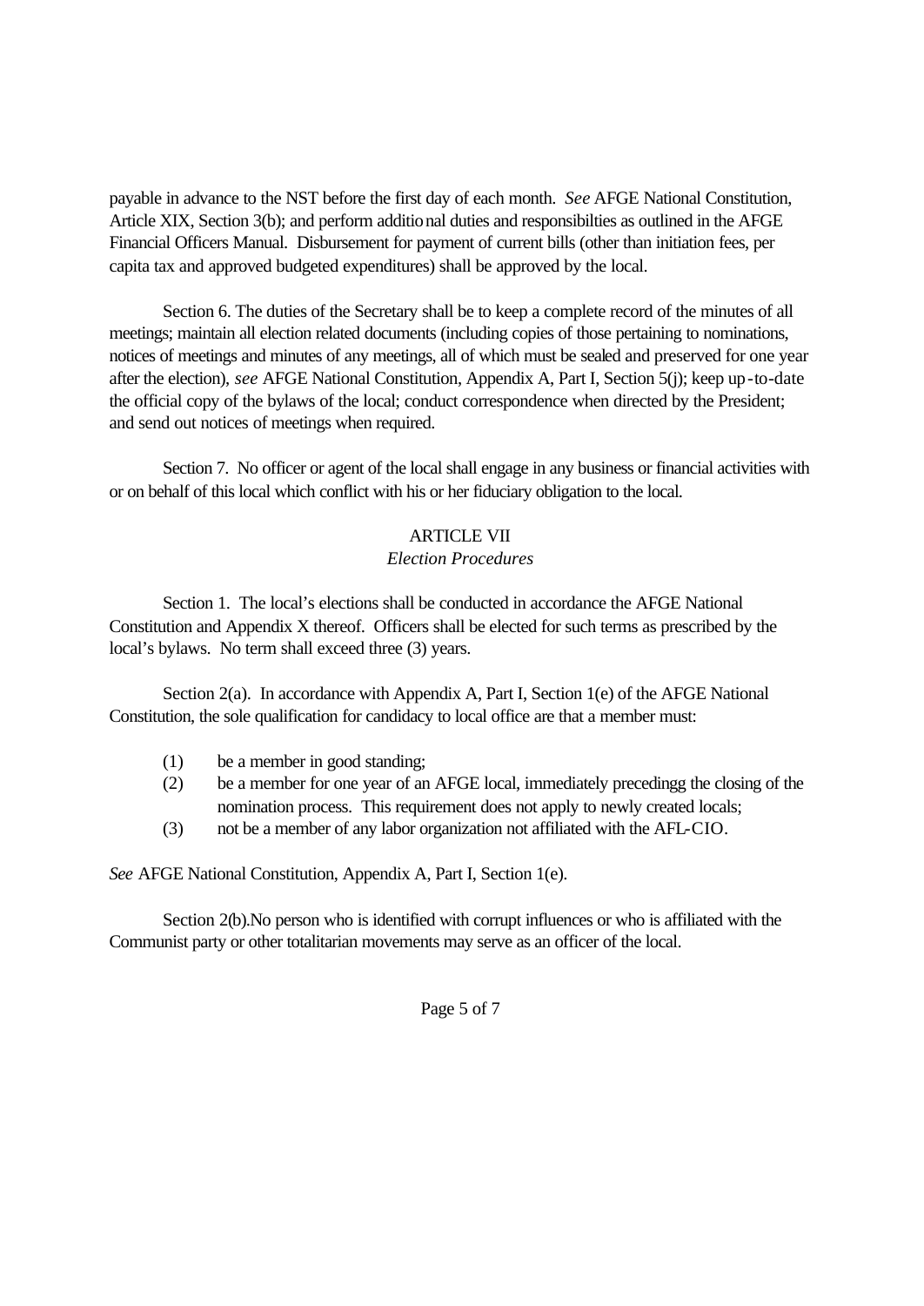payable in advance to the NST before the first day of each month. *See* AFGE National Constitution, Article XIX, Section 3(b); and perform additional duties and responsibilties as outlined in the AFGE Financial Officers Manual. Disbursement for payment of current bills (other than initiation fees, per capita tax and approved budgeted expenditures) shall be approved by the local.

Section 6. The duties of the Secretary shall be to keep a complete record of the minutes of all meetings; maintain all election related documents (including copies of those pertaining to nominations, notices of meetings and minutes of any meetings, all of which must be sealed and preserved for one year after the election), *see* AFGE National Constitution, Appendix A, Part I, Section 5(j); keep up-to-date the official copy of the bylaws of the local; conduct correspondence when directed by the President; and send out notices of meetings when required.

Section 7. No officer or agent of the local shall engage in any business or financial activities with or on behalf of this local which conflict with his or her fiduciary obligation to the local.

## ARTICLE VII
*Election Procedures*

Section 1. The local's elections shall be conducted in accordance the AFGE National Constitution and Appendix X thereof. Officers shall be elected for such terms as prescribed by the local's bylaws. No term shall exceed three (3) years.

Section 2(a). In accordance with Appendix A, Part I, Section 1(e) of the AFGE National Constitution, the sole qualification for candidacy to local office are that a member must:

(1) be a member in good standing;
(2) be a member for one year of an AFGE local, immediately precedingg the closing of the nomination process. This requirement does not apply to newly created locals;
(3) not be a member of any labor organization not affiliated with the AFL-CIO.

*See* AFGE National Constitution, Appendix A, Part I, Section 1(e).

Section 2(b).No person who is identified with corrupt influences or who is affiliated with the Communist party or other totalitarian movements may serve as an officer of the local.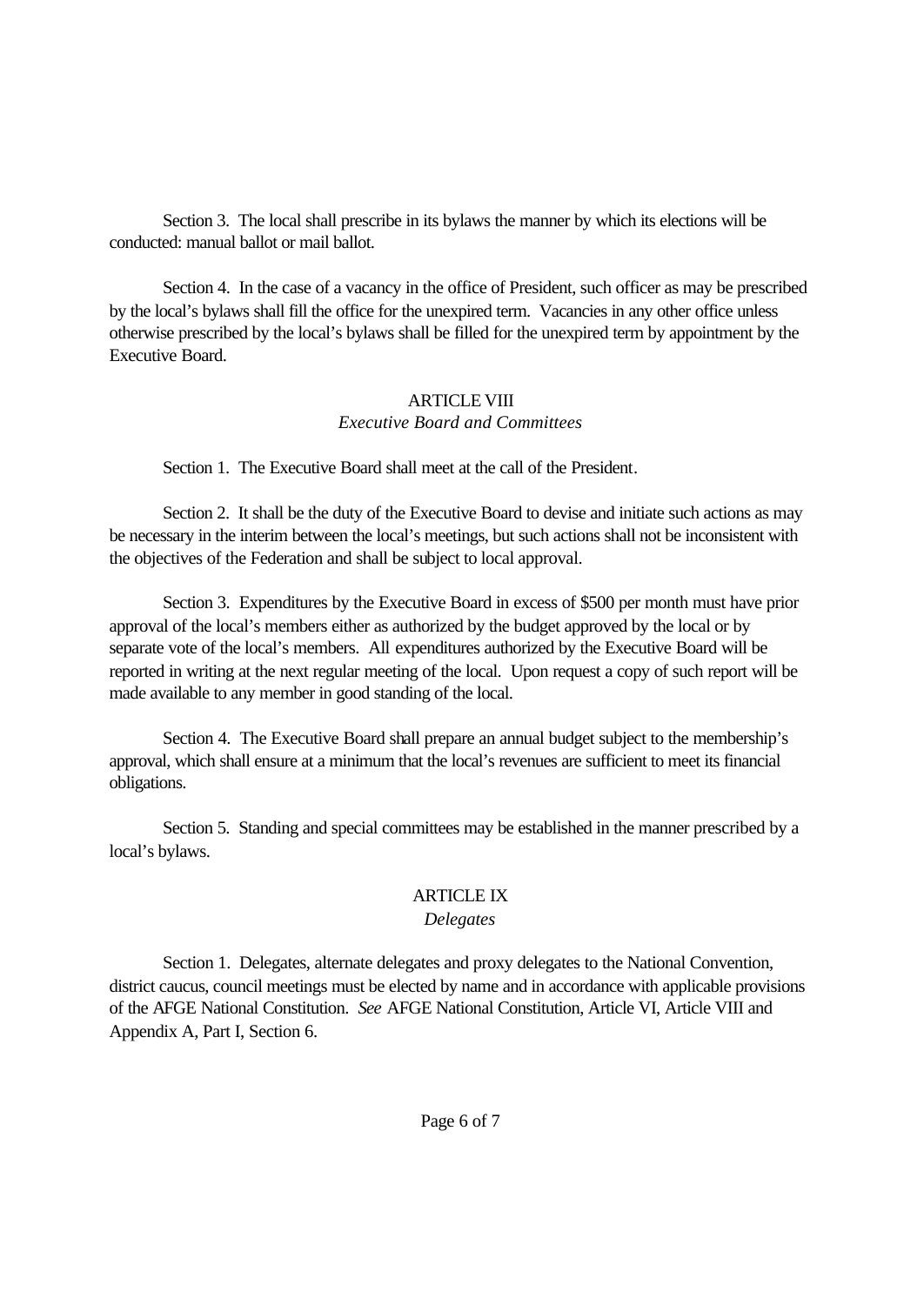Section 3. The local shall prescribe in its bylaws the manner by which its elections will be conducted: manual ballot or mail ballot.

Section 4. In the case of a vacancy in the office of President, such officer as may be prescribed by the local's bylaws shall fill the office for the unexpired term. Vacancies in any other office unless otherwise prescribed by the local's bylaws shall be filled for the unexpired term by appointment by the Executive Board.

## ARTICLE VIII
### *Executive Board and Committees*

Section 1. The Executive Board shall meet at the call of the President.

Section 2. It shall be the duty of the Executive Board to devise and initiate such actions as may be necessary in the interim between the local's meetings, but such actions shall not be inconsistent with the objectives of the Federation and shall be subject to local approval.

Section 3. Expenditures by the Executive Board in excess of $500 per month must have prior approval of the local's members either as authorized by the budget approved by the local or by separate vote of the local's members. All expenditures authorized by the Executive Board will be reported in writing at the next regular meeting of the local. Upon request a copy of such report will be made available to any member in good standing of the local.

Section 4. The Executive Board shall prepare an annual budget subject to the membership's approval, which shall ensure at a minimum that the local's revenues are sufficient to meet its financial obligations.

Section 5. Standing and special committees may be established in the manner prescribed by a local's bylaws.

## ARTICLE IX
### *Delegates*

Section 1. Delegates, alternate delegates and proxy delegates to the National Convention, district caucus, council meetings must be elected by name and in accordance with applicable provisions of the AFGE National Constitution. *See* AFGE National Constitution, Article VI, Article VIII and Appendix A, Part I, Section 6.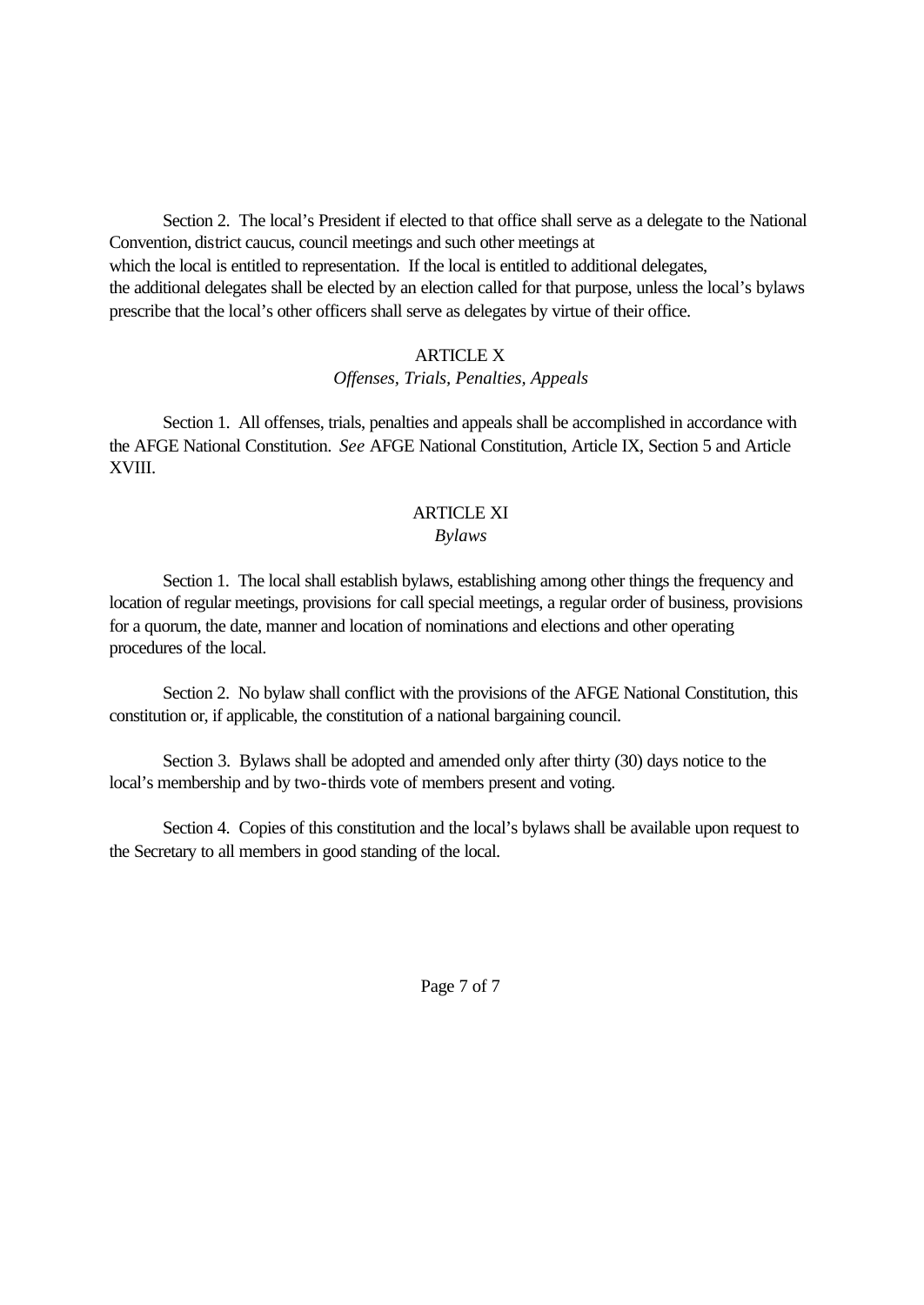Section 2. The local's President if elected to that office shall serve as a delegate to the National Convention, district caucus, council meetings and such other meetings at which the local is entitled to representation. If the local is entitled to additional delegates, the additional delegates shall be elected by an election called for that purpose, unless the local's bylaws prescribe that the local's other officers shall serve as delegates by virtue of their office.

## ARTICLE X
*Offenses, Trials, Penalties, Appeals*

Section 1. All offenses, trials, penalties and appeals shall be accomplished in accordance with the AFGE National Constitution. *See* AFGE National Constitution, Article IX, Section 5 and Article XVIII.

## ARTICLE XI
*Bylaws*

Section 1. The local shall establish bylaws, establishing among other things the frequency and location of regular meetings, provisions for call special meetings, a regular order of business, provisions for a quorum, the date, manner and location of nominations and elections and other operating procedures of the local.

Section 2. No bylaw shall conflict with the provisions of the AFGE National Constitution, this constitution or, if applicable, the constitution of a national bargaining council.

Section 3. Bylaws shall be adopted and amended only after thirty (30) days notice to the local's membership and by two-thirds vote of members present and voting.

Section 4. Copies of this constitution and the local's bylaws shall be available upon request to the Secretary to all members in good standing of the local.